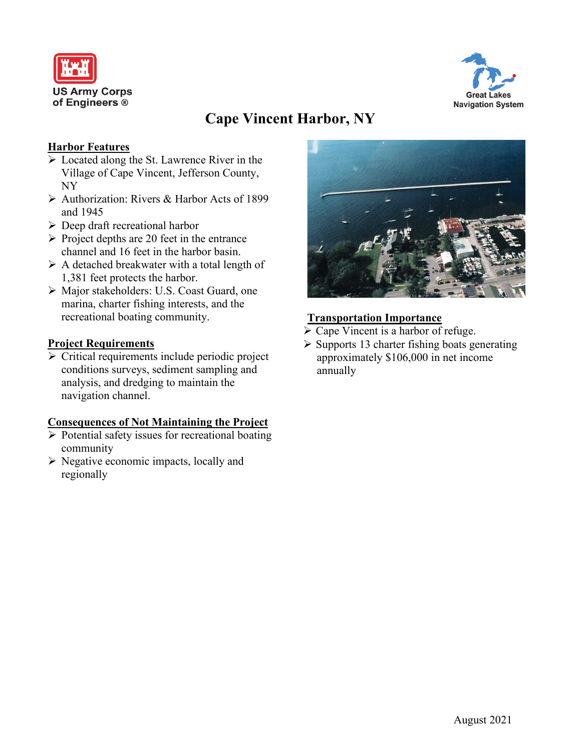US Army Corps of Engineers ®

Great Lakes Navigation System

# Cape Vincent Harbor, NY

## Harbor Features

- Located along the St. Lawrence River in the Village of Cape Vincent, Jefferson County, NY
- Authorization: Rivers & Harbor Acts of 1899 and 1945
- Deep draft recreational harbor
- Project depths are 20 feet in the entrance channel and 16 feet in the harbor basin.
- A detached breakwater with a total length of 1,381 feet protects the harbor.
- Major stakeholders: U.S. Coast Guard, one marina, charter fishing interests, and the recreational boating community.

## Project Requirements

- Critical requirements include periodic project conditions surveys, sediment sampling and analysis, and dredging to maintain the navigation channel.

## Consequences of Not Maintaining the Project

- Potential safety issues for recreational boating community
- Negative economic impacts, locally and regionally

## Transportation Importance

- Cape Vincent is a harbor of refuge.
- Supports 13 charter fishing boats generating approximately $106,000 in net income annually

August 2021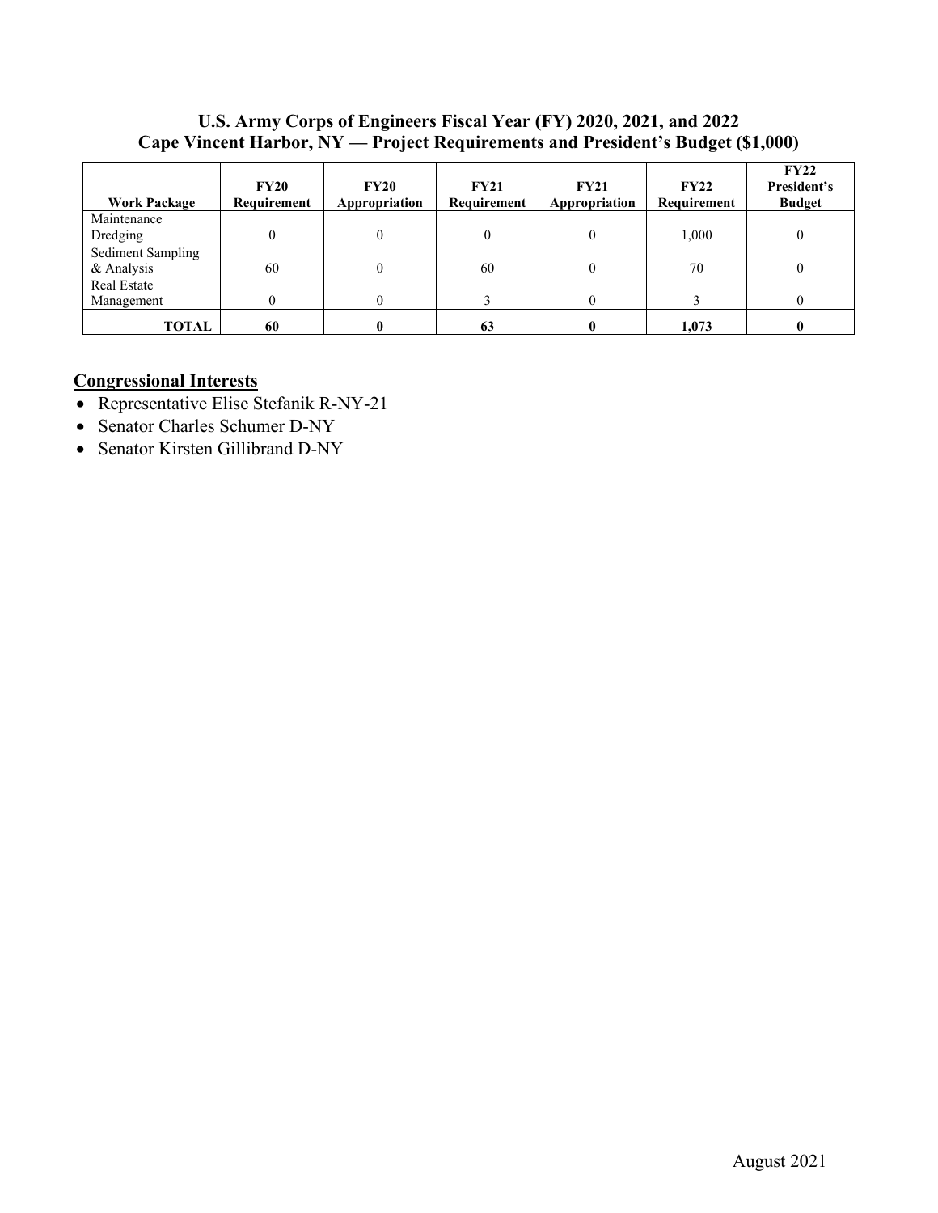**U.S. Army Corps of Engineers Fiscal Year (FY) 2020, 2021, and 2022**
**Cape Vincent Harbor, NY — Project Requirements and President's Budget ($1,000)**

| Work Package | FY20 Requirement | FY20 Appropriation | FY21 Requirement | FY21 Appropriation | FY22 Requirement | FY22 President's Budget |
|---|---|---|---|---|---|---|
| Maintenance Dredging | 0 | 0 | 0 | 0 | 1,000 | 0 |
| Sediment Sampling & Analysis | 60 | 0 | 60 | 0 | 70 | 0 |
| Real Estate Management | 0 | 0 | 3 | 0 | 3 | 0 |
| **TOTAL** | **60** | **0** | **63** | **0** | **1,073** | **0** |

## Congressional Interests

- Representative Elise Stefanik R-NY-21
- Senator Charles Schumer D-NY
- Senator Kirsten Gillibrand D-NY

August 2021